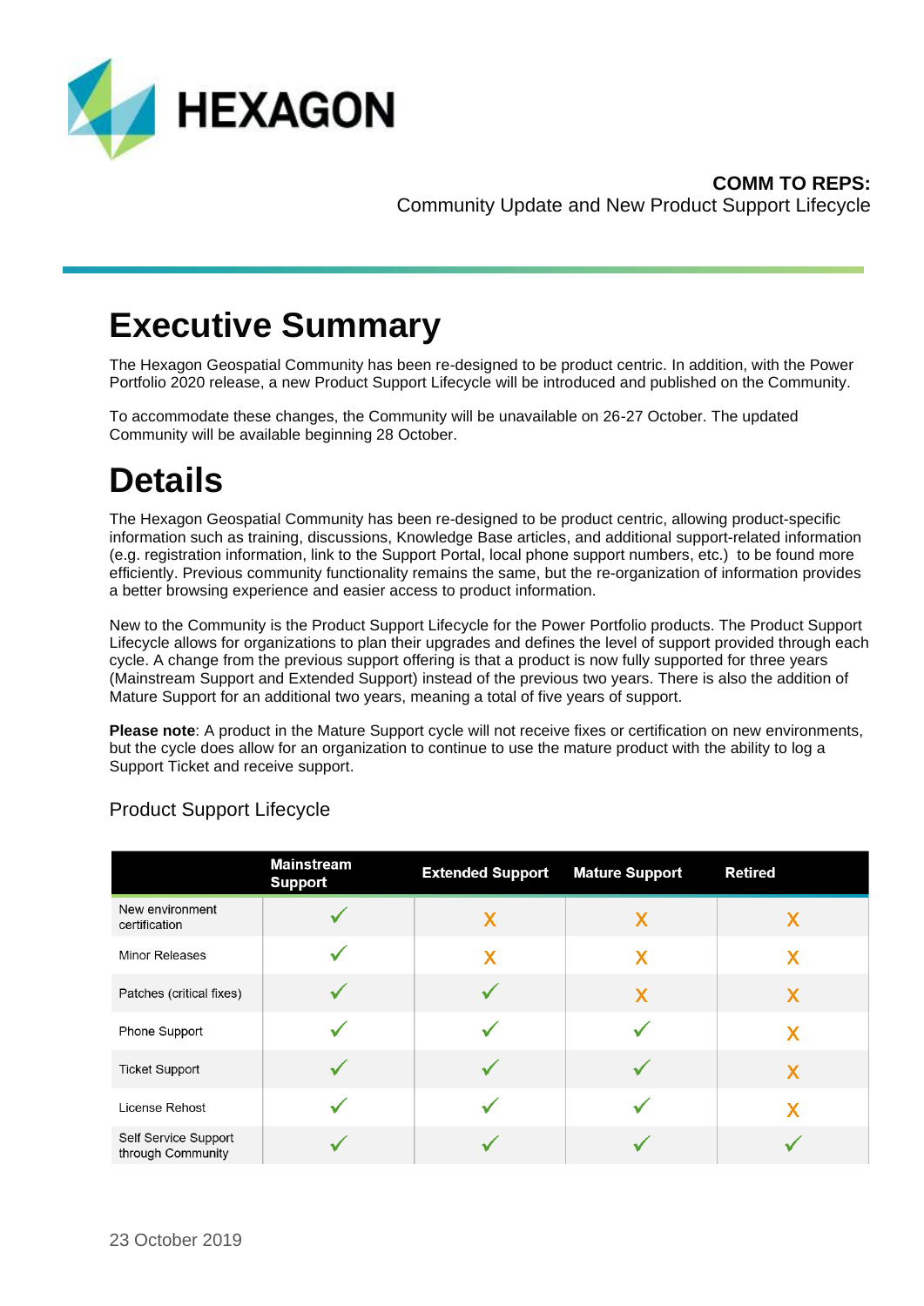**HEXAGON**

**COMM TO REPS:**
Community Update and New Product Support Lifecycle

# Executive Summary

The Hexagon Geospatial Community has been re-designed to be product centric. In addition, with the Power Portfolio 2020 release, a new Product Support Lifecycle will be introduced and published on the Community.

To accommodate these changes, the Community will be unavailable on 26-27 October. The updated Community will be available beginning 28 October.

# Details

The Hexagon Geospatial Community has been re-designed to be product centric, allowing product-specific information such as training, discussions, Knowledge Base articles, and additional support-related information (e.g. registration information, link to the Support Portal, local phone support numbers, etc.) to be found more efficiently. Previous community functionality remains the same, but the re-organization of information provides a better browsing experience and easier access to product information.

New to the Community is the Product Support Lifecycle for the Power Portfolio products. The Product Support Lifecycle allows for organizations to plan their upgrades and defines the level of support provided through each cycle. A change from the previous support offering is that a product is now fully supported for three years (Mainstream Support and Extended Support) instead of the previous two years. There is also the addition of Mature Support for an additional two years, meaning a total of five years of support.

**Please note**: A product in the Mature Support cycle will not receive fixes or certification on new environments, but the cycle does allow for an organization to continue to use the mature product with the ability to log a Support Ticket and receive support.

## Product Support Lifecycle

| | Mainstream Support | Extended Support | Mature Support | Retired |
|---|---|---|---|---|
| New environment certification | ✓ | X | X | X |
| Minor Releases | ✓ | X | X | X |
| Patches (critical fixes) | ✓ | ✓ | X | X |
| Phone Support | ✓ | ✓ | ✓ | X |
| Ticket Support | ✓ | ✓ | ✓ | X |
| License Rehost | ✓ | ✓ | ✓ | X |
| Self Service Support through Community | ✓ | ✓ | ✓ | ✓ |

23 October 2019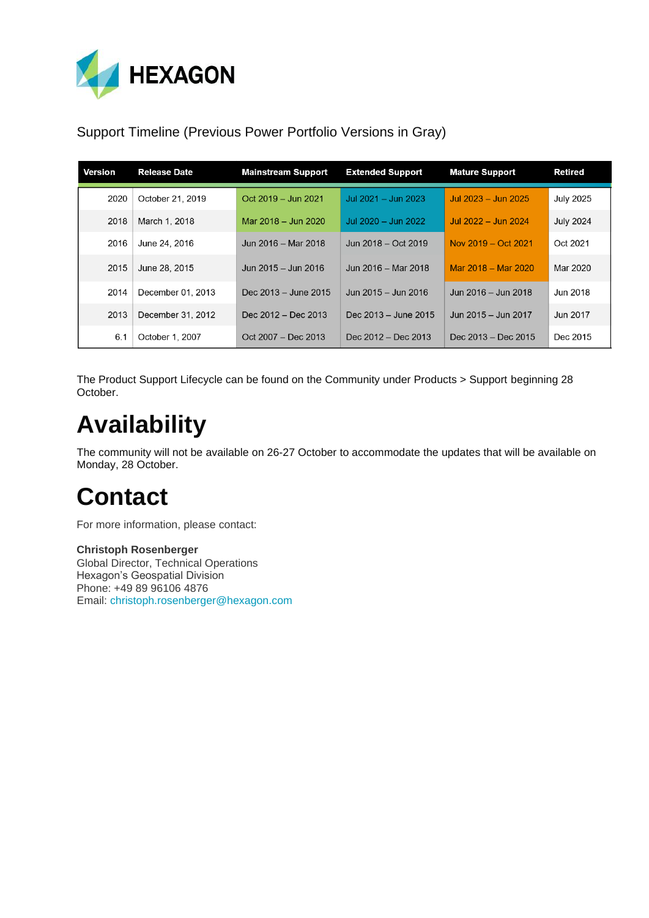Support Timeline (Previous Power Portfolio Versions in Gray)

| Version | Release Date | Mainstream Support | Extended Support | Mature Support | Retired |
|---|---|---|---|---|---|
| 2020 | October 21, 2019 | Oct 2019 – Jun 2021 | Jul 2021 – Jun 2023 | Jul 2023 – Jun 2025 | July 2025 |
| 2018 | March 1, 2018 | Mar 2018 – Jun 2020 | Jul 2020 – Jun 2022 | Jul 2022 – Jun 2024 | July 2024 |
| 2016 | June 24, 2016 | Jun 2016 – Mar 2018 | Jun 2018 – Oct 2019 | Nov 2019 – Oct 2021 | Oct 2021 |
| 2015 | June 28, 2015 | Jun 2015 – Jun 2016 | Jun 2016 – Mar 2018 | Mar 2018 – Mar 2020 | Mar 2020 |
| 2014 | December 01, 2013 | Dec 2013 – June 2015 | Jun 2015 – Jun 2016 | Jun 2016 – Jun 2018 | Jun 2018 |
| 2013 | December 31, 2012 | Dec 2012 – Dec 2013 | Dec 2013 – June 2015 | Jun 2015 – Jun 2017 | Jun 2017 |
| 6.1 | October 1, 2007 | Oct 2007 – Dec 2013 | Dec 2012 – Dec 2013 | Dec 2013 – Dec 2015 | Dec 2015 |

The Product Support Lifecycle can be found on the Community under Products > Support beginning 28 October.

# Availability

The community will not be available on 26-27 October to accommodate the updates that will be available on Monday, 28 October.

# Contact

For more information, please contact:

**Christoph Rosenberger**
Global Director, Technical Operations
Hexagon's Geospatial Division
Phone: +49 89 96106 4876
Email: christoph.rosenberger@hexagon.com